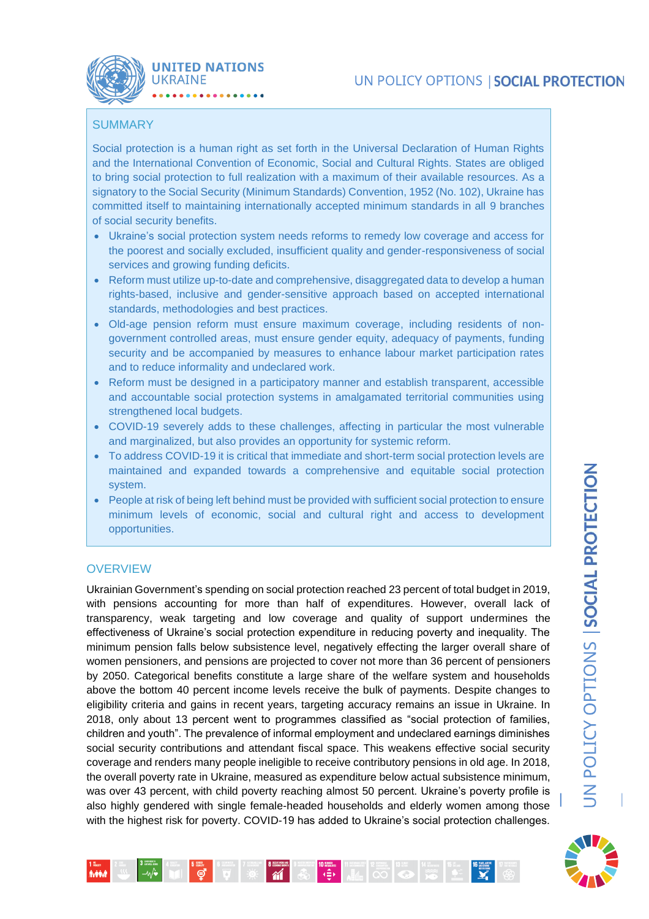# UN POLICY OPTIONS | SOCIAL PROTECTION

## SUMMARY

Social protection is a human right as set forth in the Universal Declaration of Human Rights and the International Convention of Economic, Social and Cultural Rights. States are obliged to bring social protection to full realization with a maximum of their available resources. As a signatory to the Social Security (Minimum Standards) Convention, 1952 (No. 102), Ukraine has committed itself to maintaining internationally accepted minimum standards in all 9 branches of social security benefits.

- Ukraine's social protection system needs reforms to remedy low coverage and access for the poorest and socially excluded, insufficient quality and gender-responsiveness of social services and growing funding deficits.
- Reform must utilize up-to-date and comprehensive, disaggregated data to develop a human rights-based, inclusive and gender-sensitive approach based on accepted international standards, methodologies and best practices.
- Old-age pension reform must ensure maximum coverage, including residents of non-government controlled areas, must ensure gender equity, adequacy of payments, funding security and be accompanied by measures to enhance labour market participation rates and to reduce informality and undeclared work.
- Reform must be designed in a participatory manner and establish transparent, accessible and accountable social protection systems in amalgamated territorial communities using strengthened local budgets.
- COVID-19 severely adds to these challenges, affecting in particular the most vulnerable and marginalized, but also provides an opportunity for systemic reform.
- To address COVID-19 it is critical that immediate and short-term social protection levels are maintained and expanded towards a comprehensive and equitable social protection system.
- People at risk of being left behind must be provided with sufficient social protection to ensure minimum levels of economic, social and cultural right and access to development opportunities.

## OVERVIEW

Ukrainian Government's spending on social protection reached 23 percent of total budget in 2019, with pensions accounting for more than half of expenditures. However, overall lack of transparency, weak targeting and low coverage and quality of support undermines the effectiveness of Ukraine's social protection expenditure in reducing poverty and inequality. The minimum pension falls below subsistence level, negatively effecting the larger overall share of women pensioners, and pensions are projected to cover not more than 36 percent of pensioners by 2050. Categorical benefits constitute a large share of the welfare system and households above the bottom 40 percent income levels receive the bulk of payments. Despite changes to eligibility criteria and gains in recent years, targeting accuracy remains an issue in Ukraine. In 2018, only about 13 percent went to programmes classified as "social protection of families, children and youth". The prevalence of informal employment and undeclared earnings diminishes social security contributions and attendant fiscal space. This weakens effective social security coverage and renders many people ineligible to receive contributory pensions in old age. In 2018, the overall poverty rate in Ukraine, measured as expenditure below actual subsistence minimum, was over 43 percent, with child poverty reaching almost 50 percent. Ukraine's poverty profile is also highly gendered with single female-headed households and elderly women among those with the highest risk for poverty. COVID-19 has added to Ukraine's social protection challenges.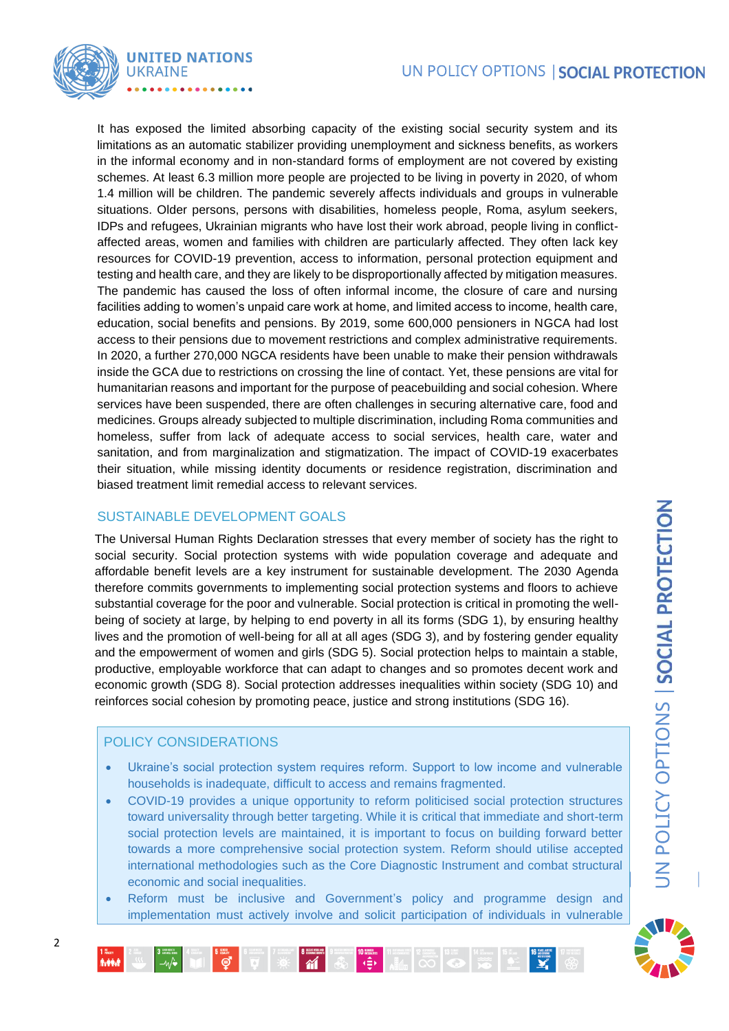It has exposed the limited absorbing capacity of the existing social security system and its limitations as an automatic stabilizer providing unemployment and sickness benefits, as workers in the informal economy and in non-standard forms of employment are not covered by existing schemes. At least 6.3 million more people are projected to be living in poverty in 2020, of whom 1.4 million will be children. The pandemic severely affects individuals and groups in vulnerable situations. Older persons, persons with disabilities, homeless people, Roma, asylum seekers, IDPs and refugees, Ukrainian migrants who have lost their work abroad, people living in conflict-affected areas, women and families with children are particularly affected. They often lack key resources for COVID-19 prevention, access to information, personal protection equipment and testing and health care, and they are likely to be disproportionally affected by mitigation measures. The pandemic has caused the loss of often informal income, the closure of care and nursing facilities adding to women's unpaid care work at home, and limited access to income, health care, education, social benefits and pensions. By 2019, some 600,000 pensioners in NGCA had lost access to their pensions due to movement restrictions and complex administrative requirements. In 2020, a further 270,000 NGCA residents have been unable to make their pension withdrawals inside the GCA due to restrictions on crossing the line of contact. Yet, these pensions are vital for humanitarian reasons and important for the purpose of peacebuilding and social cohesion. Where services have been suspended, there are often challenges in securing alternative care, food and medicines. Groups already subjected to multiple discrimination, including Roma communities and homeless, suffer from lack of adequate access to social services, health care, water and sanitation, and from marginalization and stigmatization. The impact of COVID-19 exacerbates their situation, while missing identity documents or residence registration, discrimination and biased treatment limit remedial access to relevant services.

## SUSTAINABLE DEVELOPMENT GOALS

The Universal Human Rights Declaration stresses that every member of society has the right to social security. Social protection systems with wide population coverage and adequate and affordable benefit levels are a key instrument for sustainable development. The 2030 Agenda therefore commits governments to implementing social protection systems and floors to achieve substantial coverage for the poor and vulnerable. Social protection is critical in promoting the well-being of society at large, by helping to end poverty in all its forms (SDG 1), by ensuring healthy lives and the promotion of well-being for all at all ages (SDG 3), and by fostering gender equality and the empowerment of women and girls (SDG 5). Social protection helps to maintain a stable, productive, employable workforce that can adapt to changes and so promotes decent work and economic growth (SDG 8). Social protection addresses inequalities within society (SDG 10) and reinforces social cohesion by promoting peace, justice and strong institutions (SDG 16).

## POLICY CONSIDERATIONS

- Ukraine's social protection system requires reform. Support to low income and vulnerable households is inadequate, difficult to access and remains fragmented.
- COVID-19 provides a unique opportunity to reform politicised social protection structures toward universality through better targeting. While it is critical that immediate and short-term social protection levels are maintained, it is important to focus on building forward better towards a more comprehensive social protection system. Reform should utilise accepted international methodologies such as the Core Diagnostic Instrument and combat structural economic and social inequalities.
- Reform must be inclusive and Government's policy and programme design and implementation must actively involve and solicit participation of individuals in vulnerable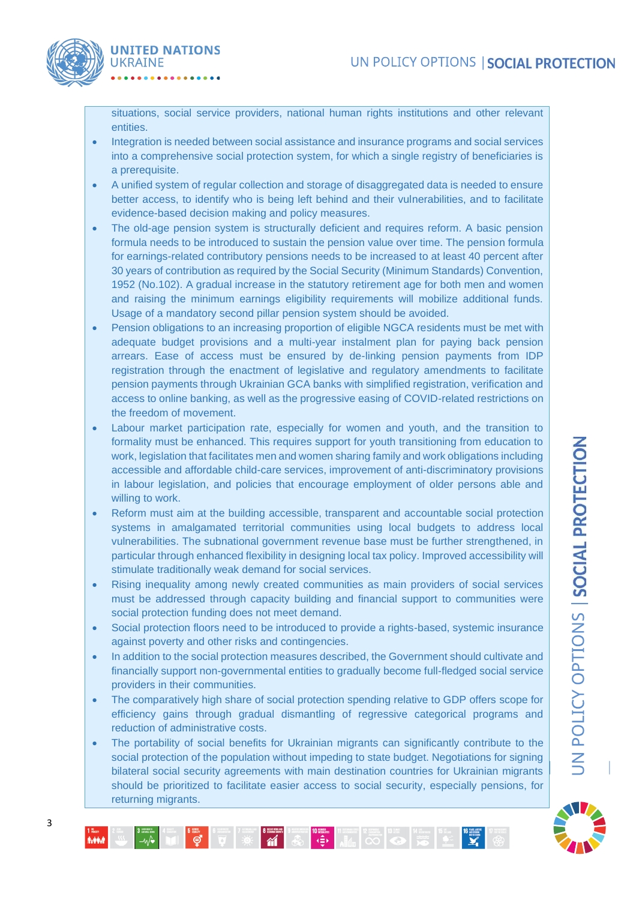situations, social service providers, national human rights institutions and other relevant entities.

- Integration is needed between social assistance and insurance programs and social services into a comprehensive social protection system, for which a single registry of beneficiaries is a prerequisite.
- A unified system of regular collection and storage of disaggregated data is needed to ensure better access, to identify who is being left behind and their vulnerabilities, and to facilitate evidence-based decision making and policy measures.
- The old-age pension system is structurally deficient and requires reform. A basic pension formula needs to be introduced to sustain the pension value over time. The pension formula for earnings-related contributory pensions needs to be increased to at least 40 percent after 30 years of contribution as required by the Social Security (Minimum Standards) Convention, 1952 (No.102). A gradual increase in the statutory retirement age for both men and women and raising the minimum earnings eligibility requirements will mobilize additional funds. Usage of a mandatory second pillar pension system should be avoided.
- Pension obligations to an increasing proportion of eligible NGCA residents must be met with adequate budget provisions and a multi-year instalment plan for paying back pension arrears. Ease of access must be ensured by de-linking pension payments from IDP registration through the enactment of legislative and regulatory amendments to facilitate pension payments through Ukrainian GCA banks with simplified registration, verification and access to online banking, as well as the progressive easing of COVID-related restrictions on the freedom of movement.
- Labour market participation rate, especially for women and youth, and the transition to formality must be enhanced. This requires support for youth transitioning from education to work, legislation that facilitates men and women sharing family and work obligations including accessible and affordable child-care services, improvement of anti-discriminatory provisions in labour legislation, and policies that encourage employment of older persons able and willing to work.
- Reform must aim at the building accessible, transparent and accountable social protection systems in amalgamated territorial communities using local budgets to address local vulnerabilities. The subnational government revenue base must be further strengthened, in particular through enhanced flexibility in designing local tax policy. Improved accessibility will stimulate traditionally weak demand for social services.
- Rising inequality among newly created communities as main providers of social services must be addressed through capacity building and financial support to communities were social protection funding does not meet demand.
- Social protection floors need to be introduced to provide a rights-based, systemic insurance against poverty and other risks and contingencies.
- In addition to the social protection measures described, the Government should cultivate and financially support non-governmental entities to gradually become full-fledged social service providers in their communities.
- The comparatively high share of social protection spending relative to GDP offers scope for efficiency gains through gradual dismantling of regressive categorical programs and reduction of administrative costs.
- The portability of social benefits for Ukrainian migrants can significantly contribute to the social protection of the population without impeding to state budget. Negotiations for signing bilateral social security agreements with main destination countries for Ukrainian migrants should be prioritized to facilitate easier access to social security, especially pensions, for returning migrants.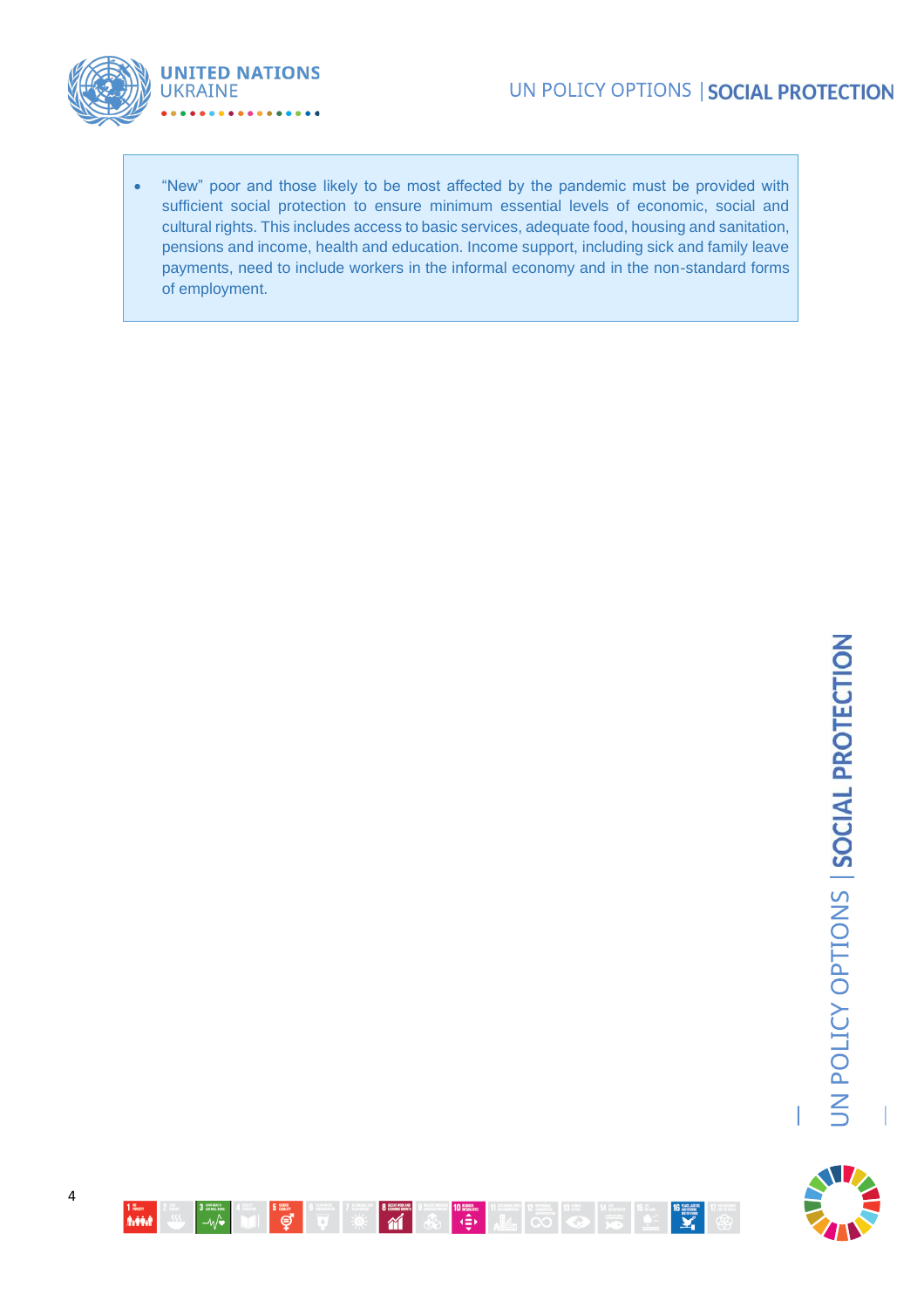- "New" poor and those likely to be most affected by the pandemic must be provided with sufficient social protection to ensure minimum essential levels of economic, social and cultural rights. This includes access to basic services, adequate food, housing and sanitation, pensions and income, health and education. Income support, including sick and family leave payments, need to include workers in the informal economy and in the non-standard forms of employment.